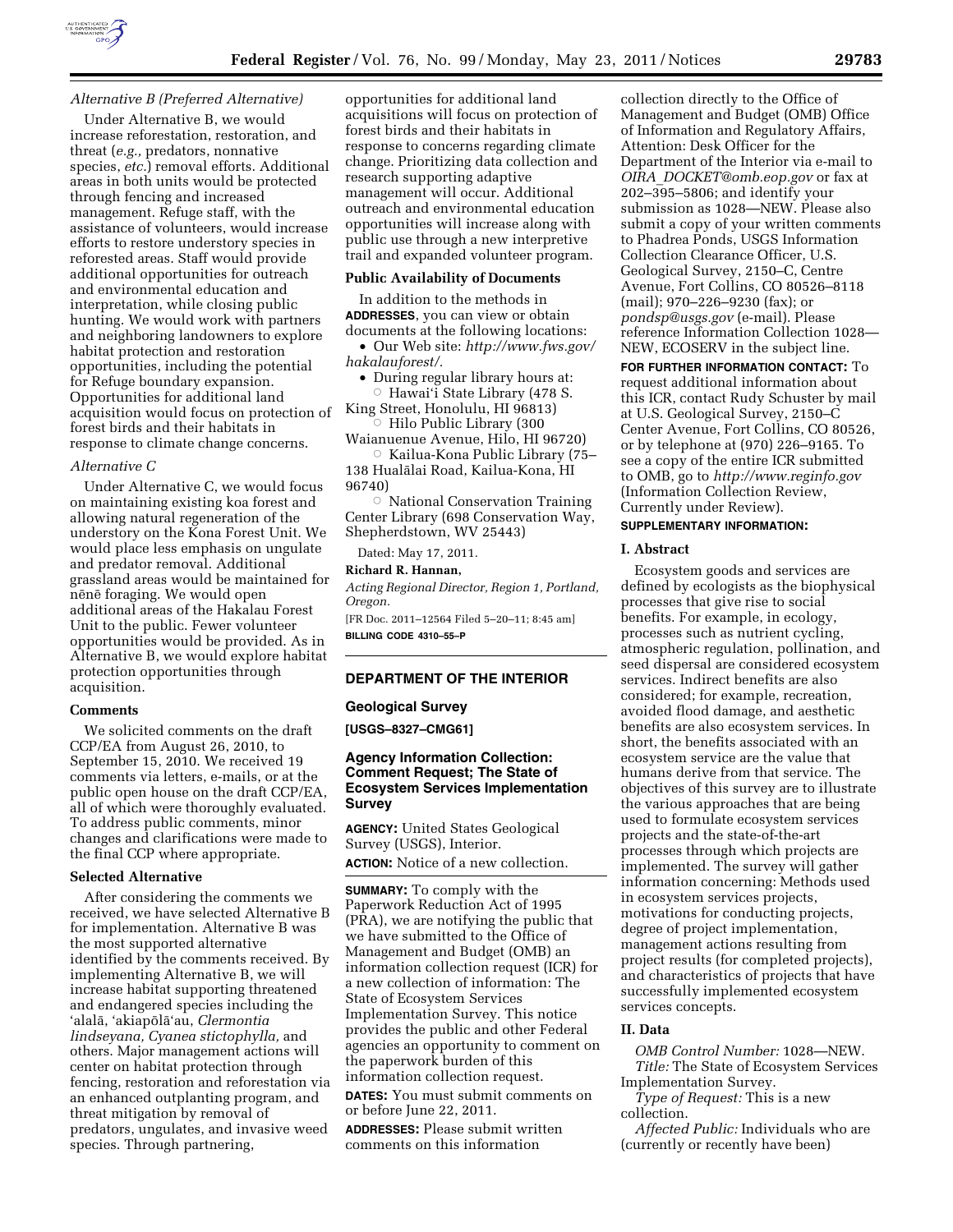*Alternative B (Preferred Alternative)*

Under Alternative B, we would increase reforestation, restoration, and threat (*e.g.,* predators, nonnative species, *etc.*) removal efforts. Additional areas in both units would be protected through fencing and increased management. Refuge staff, with the assistance of volunteers, would increase efforts to restore understory species in reforested areas. Staff would provide additional opportunities for outreach and environmental education and interpretation, while closing public hunting. We would work with partners and neighboring landowners to explore habitat protection and restoration opportunities, including the potential for Refuge boundary expansion. Opportunities for additional land acquisition would focus on protection of forest birds and their habitats in response to climate change concerns.

*Alternative C*

Under Alternative C, we would focus on maintaining existing koa forest and allowing natural regeneration of the understory on the Kona Forest Unit. We would place less emphasis on ungulate and predator removal. Additional grassland areas would be maintained for nēnē foraging. We would open additional areas of the Hakalau Forest Unit to the public. Fewer volunteer opportunities would be provided. As in Alternative B, we would explore habitat protection opportunities through acquisition.

**Comments**

We solicited comments on the draft CCP/EA from August 26, 2010, to September 15, 2010. We received 19 comments via letters, e-mails, or at the public open house on the draft CCP/EA, all of which were thoroughly evaluated. To address public comments, minor changes and clarifications were made to the final CCP where appropriate.

**Selected Alternative**

After considering the comments we received, we have selected Alternative B for implementation. Alternative B was the most supported alternative identified by the comments received. By implementing Alternative B, we will increase habitat supporting threatened and endangered species including the ʻalalā, ʻakiapōlāʻau, *Clermontia lindseyana, Cyanea stictophylla,* and others. Major management actions will center on habitat protection through fencing, restoration and reforestation via an enhanced outplanting program, and threat mitigation by removal of predators, ungulates, and invasive weed species. Through partnering, opportunities for additional land acquisitions will focus on protection of forest birds and their habitats in response to concerns regarding climate change. Prioritizing data collection and research supporting adaptive management will occur. Additional outreach and environmental education opportunities will increase along with public use through a new interpretive trail and expanded volunteer program.

**Public Availability of Documents**

In addition to the methods in **ADDRESSES**, you can view or obtain documents at the following locations:

- Our Web site: *http://www.fws.gov/hakalauforest/.*
- During regular library hours at:
  - Hawaiʻi State Library (478 S. King Street, Honolulu, HI 96813)
  - Hilo Public Library (300 Waianuenue Avenue, Hilo, HI 96720)
  - Kailua-Kona Public Library (75–138 Hualālai Road, Kailua-Kona, HI 96740)
  - National Conservation Training Center Library (698 Conservation Way, Shepherdstown, WV 25443)

Dated: May 17, 2011.

**Richard R. Hannan,**

*Acting Regional Director, Region 1, Portland, Oregon.*

[FR Doc. 2011–12564 Filed 5–20–11; 8:45 am]

**BILLING CODE 4310–55–P**

---

## DEPARTMENT OF THE INTERIOR

### Geological Survey

**[USGS–8327–CMG61]**

### Agency Information Collection: Comment Request; The State of Ecosystem Services Implementation Survey

**AGENCY:** United States Geological Survey (USGS), Interior.

**ACTION:** Notice of a new collection.

**SUMMARY:** To comply with the Paperwork Reduction Act of 1995 (PRA), we are notifying the public that we have submitted to the Office of Management and Budget (OMB) an information collection request (ICR) for a new collection of information: The State of Ecosystem Services Implementation Survey. This notice provides the public and other Federal agencies an opportunity to comment on the paperwork burden of this information collection request.

**DATES:** You must submit comments on or before June 22, 2011.

**ADDRESSES:** Please submit written comments on this information collection directly to the Office of Management and Budget (OMB) Office of Information and Regulatory Affairs, Attention: Desk Officer for the Department of the Interior via e-mail to *OIRA_DOCKET@omb.eop.gov* or fax at 202–395–5806; and identify your submission as 1028—NEW. Please also submit a copy of your written comments to Phadrea Ponds, USGS Information Collection Clearance Officer, U.S. Geological Survey, 2150–C, Centre Avenue, Fort Collins, CO 80526–8118 (mail); 970–226–9230 (fax); or *pondsp@usgs.gov* (e-mail). Please reference Information Collection 1028—NEW, ECOSERV in the subject line.

**FOR FURTHER INFORMATION CONTACT:** To request additional information about this ICR, contact Rudy Schuster by mail at U.S. Geological Survey, 2150–C Center Avenue, Fort Collins, CO 80526, or by telephone at (970) 226–9165. To see a copy of the entire ICR submitted to OMB, go to *http://www.reginfo.gov* (Information Collection Review, Currently under Review).

**SUPPLEMENTARY INFORMATION:**

**I. Abstract**

Ecosystem goods and services are defined by ecologists as the biophysical processes that give rise to social benefits. For example, in ecology, processes such as nutrient cycling, atmospheric regulation, pollination, and seed dispersal are considered ecosystem services. Indirect benefits are also considered; for example, recreation, avoided flood damage, and aesthetic benefits are also ecosystem services. In short, the benefits associated with an ecosystem service are the value that humans derive from that service. The objectives of this survey are to illustrate the various approaches that are being used to formulate ecosystem services projects and the state-of-the-art processes through which projects are implemented. The survey will gather information concerning: Methods used in ecosystem services projects, motivations for conducting projects, degree of project implementation, management actions resulting from project results (for completed projects), and characteristics of projects that have successfully implemented ecosystem services concepts.

**II. Data**

*OMB Control Number:* 1028—NEW.

*Title:* The State of Ecosystem Services Implementation Survey.

*Type of Request:* This is a new collection.

*Affected Public:* Individuals who are (currently or recently have been)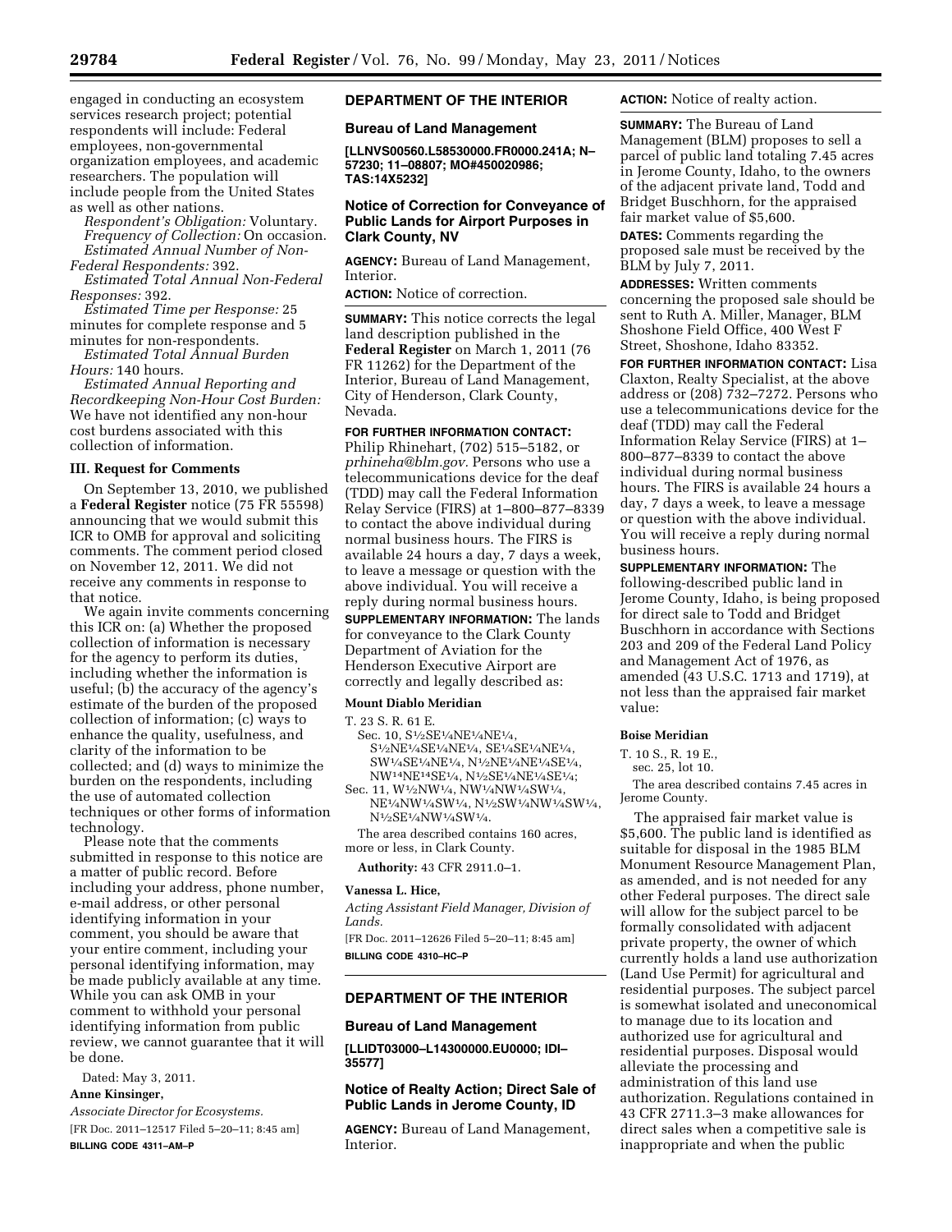engaged in conducting an ecosystem services research project; potential respondents will include: Federal employees, non-governmental organization employees, and academic researchers. The population will include people from the United States as well as other nations.

*Respondent's Obligation:* Voluntary.

*Frequency of Collection:* On occasion.

*Estimated Annual Number of Non-Federal Respondents:* 392.

*Estimated Total Annual Non-Federal Responses:* 392.

*Estimated Time per Response:* 25 minutes for complete response and 5 minutes for non-respondents.

*Estimated Total Annual Burden Hours:* 140 hours.

*Estimated Annual Reporting and Recordkeeping Non-Hour Cost Burden:* We have not identified any non-hour cost burdens associated with this collection of information.

### III. Request for Comments

On September 13, 2010, we published a **Federal Register** notice (75 FR 55598) announcing that we would submit this ICR to OMB for approval and soliciting comments. The comment period closed on November 12, 2011. We did not receive any comments in response to that notice.

We again invite comments concerning this ICR on: (a) Whether the proposed collection of information is necessary for the agency to perform its duties, including whether the information is useful; (b) the accuracy of the agency's estimate of the burden of the proposed collection of information; (c) ways to enhance the quality, usefulness, and clarity of the information to be collected; and (d) ways to minimize the burden on the respondents, including the use of automated collection techniques or other forms of information technology.

Please note that the comments submitted in response to this notice are a matter of public record. Before including your address, phone number, e-mail address, or other personal identifying information in your comment, you should be aware that your entire comment, including your personal identifying information, may be made publicly available at any time. While you can ask OMB in your comment to withhold your personal identifying information from public review, we cannot guarantee that it will be done.

Dated: May 3, 2011.

**Anne Kinsinger,**

*Associate Director for Ecosystems.*

[FR Doc. 2011–12517 Filed 5–20–11; 8:45 am]

**BILLING CODE 4311–AM–P**

## DEPARTMENT OF THE INTERIOR

### Bureau of Land Management

**[LLNVS00560.L58530000.FR0000.241A; N–57230; 11–08807; MO#450020986; TAS:14X5232]**

### Notice of Correction for Conveyance of Public Lands for Airport Purposes in Clark County, NV

**AGENCY:** Bureau of Land Management, Interior.

**ACTION:** Notice of correction.

**SUMMARY:** This notice corrects the legal land description published in the **Federal Register** on March 1, 2011 (76 FR 11262) for the Department of the Interior, Bureau of Land Management, City of Henderson, Clark County, Nevada.

**FOR FURTHER INFORMATION CONTACT:** Philip Rhinehart, (702) 515–5182, or *prhineha@blm.gov*. Persons who use a telecommunications device for the deaf (TDD) may call the Federal Information Relay Service (FIRS) at 1–800–877–8339 to contact the above individual during normal business hours. The FIRS is available 24 hours a day, 7 days a week, to leave a message or question with the above individual. You will receive a reply during normal business hours.

**SUPPLEMENTARY INFORMATION:** The lands for conveyance to the Clark County Department of Aviation for the Henderson Executive Airport are correctly and legally described as:

**Mount Diablo Meridian**

T. 23 S. R. 61 E.

Sec. 10, S½SE¼NE¼NE¼, S½NE¼SE¼NE¼, SE¼SE¼NE¼, SW¼SE¼NE¼, N½NE¼NE¼SE¼, NW¹⁴NE¹⁴SE¼, N½SE¼NE¼SE¼;

Sec. 11, W½NW¼, NW¼NW¼SW¼, NE¼NW¼SW¼, N½SW¼NW¼SW¼, N½SE¼NW¼SW¼.

The area described contains 160 acres, more or less, in Clark County.

**Authority:** 43 CFR 2911.0–1.

**Vanessa L. Hice,**

*Acting Assistant Field Manager, Division of Lands.*

[FR Doc. 2011–12626 Filed 5–20–11; 8:45 am]

**BILLING CODE 4310–HC–P**

## DEPARTMENT OF THE INTERIOR

### Bureau of Land Management

**[LLIDT03000–L14300000.EU0000; IDI–35577]**

### Notice of Realty Action; Direct Sale of Public Lands in Jerome County, ID

**AGENCY:** Bureau of Land Management, Interior.

**ACTION:** Notice of realty action.

**SUMMARY:** The Bureau of Land Management (BLM) proposes to sell a parcel of public land totaling 7.45 acres in Jerome County, Idaho, to the owners of the adjacent private land, Todd and Bridget Buschhorn, for the appraised fair market value of $5,600.

**DATES:** Comments regarding the proposed sale must be received by the BLM by July 7, 2011.

**ADDRESSES:** Written comments concerning the proposed sale should be sent to Ruth A. Miller, Manager, BLM Shoshone Field Office, 400 West F Street, Shoshone, Idaho 83352.

**FOR FURTHER INFORMATION CONTACT:** Lisa Claxton, Realty Specialist, at the above address or (208) 732–7272. Persons who use a telecommunications device for the deaf (TDD) may call the Federal Information Relay Service (FIRS) at 1–800–877–8339 to contact the above individual during normal business hours. The FIRS is available 24 hours a day, 7 days a week, to leave a message or question with the above individual. You will receive a reply during normal business hours.

**SUPPLEMENTARY INFORMATION:** The following-described public land in Jerome County, Idaho, is being proposed for direct sale to Todd and Bridget Buschhorn in accordance with Sections 203 and 209 of the Federal Land Policy and Management Act of 1976, as amended (43 U.S.C. 1713 and 1719), at not less than the appraised fair market value:

**Boise Meridian**

T. 10 S., R. 19 E.,

sec. 25, lot 10.

The area described contains 7.45 acres in Jerome County.

The appraised fair market value is $5,600. The public land is identified as suitable for disposal in the 1985 BLM Monument Resource Management Plan, as amended, and is not needed for any other Federal purposes. The direct sale will allow for the subject parcel to be formally consolidated with adjacent private property, the owner of which currently holds a land use authorization (Land Use Permit) for agricultural and residential purposes. The subject parcel is somewhat isolated and uneconomical to manage due to its location and authorized use for agricultural and residential purposes. Disposal would alleviate the processing and administration of this land use authorization. Regulations contained in 43 CFR 2711.3–3 make allowances for direct sales when a competitive sale is inappropriate and when the public